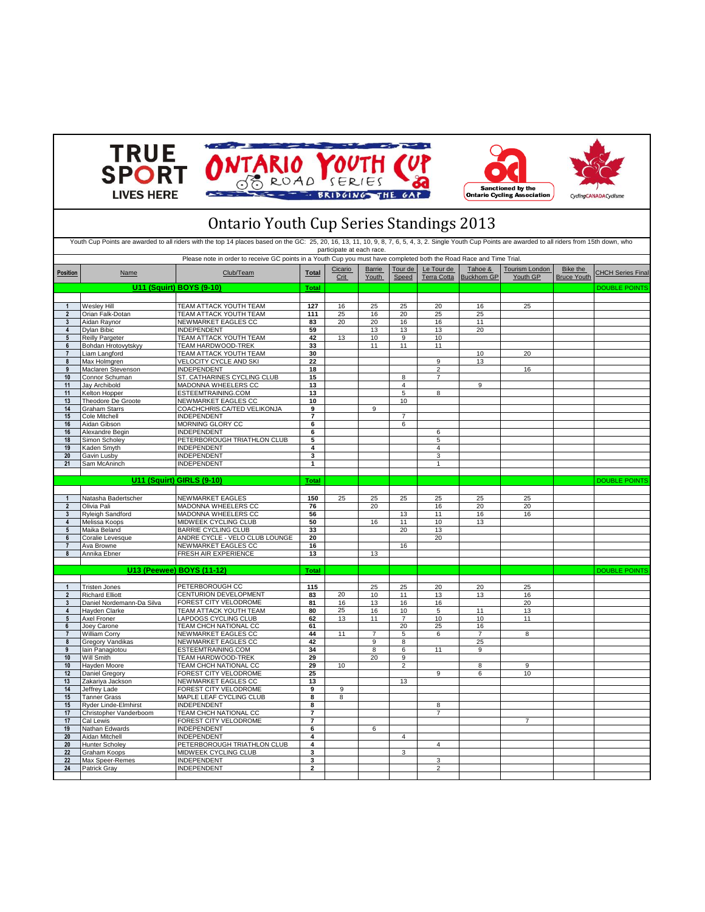# Ontario Youth Cup Series Standings 2013

Youth Cup Points are awarded to all riders with the top 14 places based on the GC: 25, 20, 16, 13, 11, 10, 9, 8, 7, 6, 5, 4, 3, 2. Single Youth Cup Points are awarded to all riders from 15th down, who participate at each race.

Please note in order to receive GC points in a Youth Cup you must have completed both the Road Race and Time Trial.

| Position | Name | Club/Team | Total | Cicario Crit | Barrie Youth | Tour de Speed | Le Tour de Terra Cotta | Tahoe & Buckhorn GP | Tourism London Youth GP | Bike the Bruce Youth | CHCH Series Final |
|---|---|---|---|---|---|---|---|---|---|---|---|
| | **U11 (Squirt) BOYS (9-10)** | | **Total** | | | | | | | | DOUBLE POINTS |
| 1 | Wesley Hill | TEAM ATTACK YOUTH TEAM | **127** | 16 | 25 | 25 | 20 | 16 | 25 | | |
| 2 | Orian Falk-Dotan | TEAM ATTACK YOUTH TEAM | **111** | 25 | 16 | 20 | 25 | 25 | | | |
| 3 | Aidan Raynor | NEWMARKET EAGLES CC | **83** | 20 | 20 | 16 | 16 | 11 | | | |
| 4 | Dylan Bibic | INDEPENDENT | **59** | | 13 | 13 | 13 | 20 | | | |
| 5 | Reilly Pargeter | TEAM ATTACK YOUTH TEAM | **42** | 13 | 10 | 9 | 10 | | | | |
| 6 | Bohdan Hrotovytskyy | TEAM HARDWOOD-TREK | **33** | | 11 | 11 | 11 | | | | |
| 7 | Liam Langford | TEAM ATTACK YOUTH TEAM | **30** | | | | | 10 | 20 | | |
| 8 | Max Holmgren | VELOCITY CYCLE AND SKI | **22** | | | | 9 | 13 | | | |
| 9 | Maclaren Stevenson | INDEPENDENT | **18** | | | | 2 | | 16 | | |
| 10 | Connor Schuman | ST. CATHARINES CYCLING CLUB | **15** | | | 8 | 7 | | | | |
| 11 | Jay Archibold | MADONNA WHEELERS CC | **13** | | | 4 | | 9 | | | |
| 11 | Kelton Hopper | ESTEEMTRAINING.COM | **13** | | | 5 | 8 | | | | |
| 13 | Theodore De Groote | NEWMARKET EAGLES CC | **10** | | | 10 | | | | | |
| 14 | Graham Starrs | COACHCHRIS.CA/TED VELIKONJA | **9** | | 9 | | | | | | |
| 15 | Cole Mitchell | INDEPENDENT | **7** | | | 7 | | | | | |
| 16 | Aidan Gibson | MORNING GLORY CC | **6** | | | 6 | | | | | |
| 16 | Alexandre Begin | INDEPENDENT | **6** | | | | 6 | | | | |
| 18 | Simon Scholey | PETERBOROUGH TRIATHLON CLUB | **5** | | | | 5 | | | | |
| 19 | Kaden Smyth | INDEPENDENT | **4** | | | | 4 | | | | |
| 20 | Gavin Lusby | INDEPENDENT | **3** | | | | 3 | | | | |
| 21 | Sam McAninch | INDEPENDENT | **1** | | | | 1 | | | | |
| | **U11 (Squirt) GIRLS (9-10)** | | **Total** | | | | | | | | DOUBLE POINTS |
| 1 | Natasha Badertscher | NEWMARKET EAGLES | **150** | 25 | 25 | 25 | 25 | 25 | 25 | | |
| 2 | Olivia Pali | MADONNA WHEELERS CC | **76** | | 20 | | 16 | 20 | 20 | | |
| 3 | Ryleigh Sandford | MADONNA WHEELERS CC | **56** | | | 13 | 11 | 16 | 16 | | |
| 4 | Melissa Koops | MIDWEEK CYCLING CLUB | **50** | | 16 | 11 | 10 | 13 | | | |
| 5 | Maika Beland | BARRIE CYCLING CLUB | **33** | | | 20 | 13 | | | | |
| 6 | Coralie Levesque | ANDRE CYCLE - VELO CLUB LOUNGE | **20** | | | | 20 | | | | |
| 7 | Ava Browne | NEWMARKET EAGLES CC | **16** | | | 16 | | | | | |
| 8 | Annika Ebner | FRESH AIR EXPERIENCE | **13** | | 13 | | | | | | |
| | **U13 (Peewee) BOYS (11-12)** | | **Total** | | | | | | | | DOUBLE POINTS |
| 1 | Tristen Jones | PETERBOROUGH CC | **115** | | 25 | 25 | 20 | 20 | 25 | | |
| 2 | Richard Elliott | CENTURION DEVELOPMENT | **83** | 20 | 10 | 11 | 13 | 13 | 16 | | |
| 3 | Daniel Nordemann-Da Silva | FOREST CITY VELODROME | **81** | 16 | 13 | 16 | 16 | | 20 | | |
| 4 | Hayden Clarke | TEAM ATTACK YOUTH TEAM | **80** | 25 | 16 | 10 | 5 | 11 | 13 | | |
| 5 | Axel Froner | LAPDOGS CYCLING CLUB | **62** | 13 | 11 | 7 | 10 | 10 | 11 | | |
| 6 | Joey Carone | TEAM CHCH NATIONAL CC | **61** | | | 20 | 25 | 16 | | | |
| 7 | William Corry | NEWMARKET EAGLES CC | **44** | 11 | 7 | 5 | 6 | 7 | 8 | | |
| 8 | Gregory Vandikas | NEWMARKET EAGLES CC | **42** | | 9 | 8 | | 25 | | | |
| 9 | Iain Panagiotou | ESTEEMTRAINING.COM | **34** | | 8 | 6 | 11 | 9 | | | |
| 10 | Will Smith | TEAM HARDWOOD-TREK | **29** | | 20 | 9 | | | | | |
| 10 | Hayden Moore | TEAM CHCH NATIONAL CC | **29** | 10 | | 2 | | 8 | 9 | | |
| 12 | Daniel Gregory | FOREST CITY VELODROME | **25** | | | | 9 | 6 | 10 | | |
| 13 | Zakariya Jackson | NEWMARKET EAGLES CC | **13** | | | 13 | | | | | |
| 14 | Jeffrey Lade | FOREST CITY VELODROME | **9** | 9 | | | | | | | |
| 15 | Tanner Grass | MAPLE LEAF CYCLING CLUB | **8** | 8 | | | | | | | |
| 15 | Ryder Linde-Elmhirst | INDEPENDENT | **8** | | | | 8 | | | | |
| 17 | Christopher Vanderboom | TEAM CHCH NATIONAL CC | **7** | | | | 7 | | | | |
| 17 | Cal Lewis | FOREST CITY VELODROME | **7** | | | | | | 7 | | |
| 19 | Nathan Edwards | INDEPENDENT | **6** | | 6 | | | | | | |
| 20 | Aidan Mitchell | INDEPENDENT | **4** | | | 4 | | | | | |
| 20 | Hunter Scholey | PETERBOROUGH TRIATHLON CLUB | **4** | | | | 4 | | | | |
| 22 | Graham Koops | MIDWEEK CYCLING CLUB | **3** | | | 3 | | | | | |
| 22 | Max Speer-Remes | INDEPENDENT | **3** | | | | 3 | | | | |
| 24 | Patrick Gray | INDEPENDENT | **2** | | | | 2 | | | | |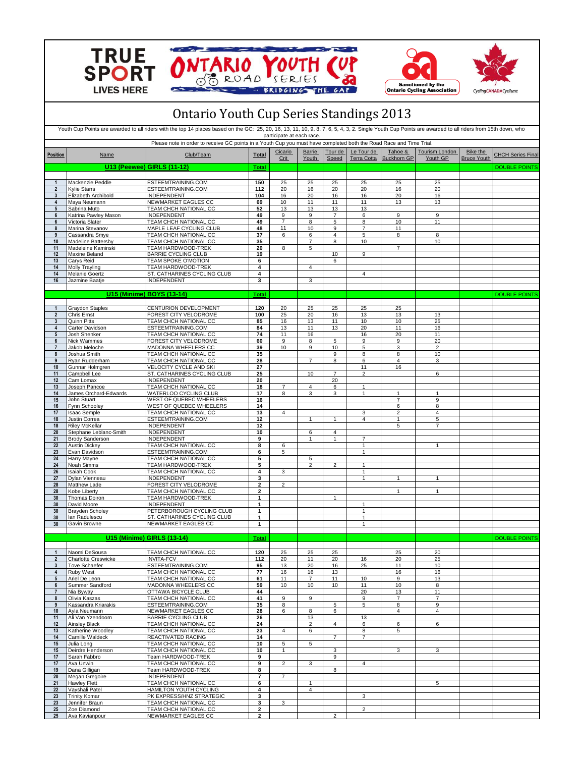# Ontario Youth Cup Series Standings 2013

Youth Cup Points are awarded to all riders with the top 14 places based on the GC: 25, 20, 16, 13, 11, 10, 9, 8, 7, 6, 5, 4, 3, 2. Single Youth Cup Points are awarded to all riders from 15th down, who participate at each race.

Please note in order to receive GC points in a Youth Cup you must have completed both the Road Race and Time Trial.

| Position | Name | Club/Team | Total | Cicario Crit | Barrie Youth | Tour de Speed | Le Tour de Terra Cotta | Tahoe & Buckhorn GP | Tourism London Youth GP | Bike the Bruce Youth | CHCH Series Final |
|---|---|---|---|---|---|---|---|---|---|---|---|
| **U13 (Peewee) GIRLS (11-12)** | | | **Total** | | | | | | | | DOUBLE POINTS |
| 1 | Mackenzie Peddle | ESTEEMTRAINING.COM | 150 | 25 | 25 | 25 | 25 | 25 | 25 | | |
| 2 | Kylie Starrs | ESTEEMTRAINING.COM | 112 | 20 | 16 | 20 | 20 | 16 | 20 | | |
| 3 | Elizabeth Archibold | INDEPENDENT | 104 | 16 | 20 | 16 | 16 | 20 | 16 | | |
| 4 | Maya Neumann | NEWMARKET EAGLES CC | 69 | 10 | 11 | 11 | 11 | 13 | 13 | | |
| 5 | Sabrina Muto | TEAM CHCH NATIONAL CC | 52 | 13 | 13 | 13 | 13 | | | | |
| 6 | Katrina Pawley Mason | INDEPENDENT | 49 | 9 | 9 | 7 | 6 | 9 | 9 | | |
| 6 | Victoria Slater | TEAM CHCH NATIONAL CC | 49 | 7 | 8 | 5 | 8 | 10 | 11 | | |
| 8 | Marina Stevanov | MAPLE LEAF CYCLING CLUB | 48 | 11 | 10 | 9 | 7 | 11 | | | |
| 9 | Cassandra Smye | TEAM CHCH NATIONAL CC | 37 | 6 | 6 | 4 | 5 | 8 | 8 | | |
| 10 | Madeline Battersby | TEAM CHCH NATIONAL CC | 35 | | 7 | 8 | 10 | | 10 | | |
| 11 | Madeleine Kaminski | TEAM HARDWOOD-TREK | 20 | 8 | 5 | | | 7 | | | |
| 12 | Maxine Beland | BARRIE CYCLING CLUB | 19 | | | 10 | 9 | | | | |
| 13 | Carys Reid | TEAM SPOKE O'MOTION | 6 | | | 6 | | | | | |
| 14 | Molly Trayling | TEAM HARDWOOD-TREK | 4 | | 4 | | | | | | |
| 14 | Melanie Goertz | ST. CATHARINES CYCLING CLUB | 4 | | | | 4 | | | | |
| 16 | Jazmine Baatje | INDEPENDENT | 3 | | 3 | | | | | | |
| **U15 (Minime) BOYS (13-14)** | | | **Total** | | | | | | | | DOUBLE POINTS |
| 1 | Graydon Staples | CENTURION DEVELOPMENT | 120 | 20 | 25 | 25 | 25 | 25 | | | |
| 2 | Chris Ernst | FOREST CITY VELODROME | 100 | 25 | 20 | 16 | 13 | 13 | 13 | | |
| 3 | Quinn Pitts | TEAM CHCH NATIONAL CC | 85 | 16 | 13 | 11 | 10 | 10 | 25 | | |
| 4 | Carter Davidson | ESTEEMTRAINING.COM | 84 | 13 | 11 | 13 | 20 | 11 | 16 | | |
| 5 | Josh Shenker | TEAM CHCH NATIONAL CC | 74 | 11 | 16 | | 16 | 20 | 11 | | |
| 6 | Nick Wammes | FOREST CITY VELODROME | 60 | 9 | 8 | 5 | 9 | 9 | 20 | | |
| 7 | Jakob Meloche | MADONNA WHEELERS CC | 39 | 10 | 9 | 10 | 5 | 3 | 2 | | |
| 8 | Joshua Smith | TEAM CHCH NATIONAL CC | 35 | | | 9 | 8 | 8 | 10 | | |
| 9 | Ryan Rudderham | TEAM CHCH NATIONAL CC | 28 | | 7 | 8 | 6 | 4 | 3 | | |
| 10 | Gunnar Holmgren | VELOCITY CYCLE AND SKI | 27 | | | | 11 | 16 | | | |
| 11 | Campbell Lee | ST. CATHARINES CYCLING CLUB | 25 | | 10 | 7 | 2 | | 6 | | |
| 12 | Cam Lomax | INDEPENDENT | 20 | | | 20 | | | | | |
| 13 | Joseph Pancoe | TEAM CHCH NATIONAL CC | 18 | 7 | 4 | 6 | 1 | | | | |
| 14 | James Orchard-Edwards | WATERLOO CYCLING CLUB | 17 | 8 | 3 | 3 | 1 | 1 | 1 | | |
| 15 | John Stuart | WEST OF QUEBEC WHEELERS | 16 | | | | | 7 | 9 | | |
| 16 | Fynn Schooley | WEST OF QUEBEC WHEELERS | 14 | | | | | 6 | 8 | | |
| 17 | Isaac Semple | TEAM CHCH NATIONAL CC | 13 | 4 | | | 3 | 2 | 4 | | |
| 18 | Justin Correa | ESTEEMTRAINING.COM | 12 | | 1 | 1 | 4 | 1 | 5 | | |
| 18 | Riley McKellar | INDEPENDENT | 12 | | | | | 5 | 7 | | |
| 20 | Stephane Leblanc-Smith | INDEPENDENT | 10 | | 6 | 4 | | | | | |
| 21 | Brody Sanderson | INDEPENDENT | 9 | | 1 | 1 | 7 | | | | |
| 22 | Austin Dickey | TEAM CHCH NATIONAL CC | 8 | 6 | | | 1 | | 1 | | |
| 23 | Evan Davidson | ESTEEMTRAINING.COM | 6 | 5 | | | 1 | | | | |
| 24 | Harry Mayne | TEAM CHCH NATIONAL CC | 5 | | 5 | | | | | | |
| 24 | Noah Simms | TEAM HARDWOOD-TREK | 5 | | 2 | 2 | 1 | | | | |
| 26 | Isaiah Cook | TEAM CHCH NATIONAL CC | 4 | 3 | | | 1 | | | | |
| 27 | Dylan Vienneau | INDEPENDENT | 3 | | | | 1 | 1 | 1 | | |
| 28 | Matthew Lade | FOREST CITY VELODROME | 2 | 2 | | | | | | | |
| 28 | Kobe Liberty | TEAM CHCH NATIONAL CC | 2 | | | | | 1 | 1 | | |
| 30 | Thomas Doiron | TEAM HARDWOOD-TREK | 1 | | | 1 | | | | | |
| 30 | David Moore | INDEPENDENT | 1 | | | | 1 | | | | |
| 30 | Brayden Scholey | PETERBOROUGH CYCLING CLUB | 1 | | | | 1 | | | | |
| 30 | Ian Radulescu | ST. CATHARINES CYCLING CLUB | 1 | | | | 1 | | | | |
| 30 | Gavin Browne | NEWMARKET EAGLES CC | 1 | | | | 1 | | | | |
| **U15 (Minime) GIRLS (13-14)** | | | **Total** | | | | | | | | DOUBLE POINTS |
| 1 | Naomi DeSousa | TEAM CHCH NATIONAL CC | 120 | 25 | 25 | 25 | | 25 | 20 | | |
| 2 | Charlotte Creswicke | INVITA-FCV | 112 | 20 | 11 | 20 | 16 | 20 | 25 | | |
| 3 | Tove Schaefer | ESTEEMTRAINING.COM | 95 | 13 | 20 | 16 | 25 | 11 | 10 | | |
| 4 | Ruby West | TEAM CHCH NATIONAL CC | 77 | 16 | 16 | 13 | | 16 | 16 | | |
| 5 | Ariel De Leon | TEAM CHCH NATIONAL CC | 61 | 11 | 7 | 11 | 10 | 9 | 13 | | |
| 6 | Summer Sandford | MADONNA WHEELERS CC | 59 | 10 | 10 | 10 | 11 | 10 | 8 | | |
| 7 | Nia Byway | OTTAWA BICYCLE CLUB | 44 | | | | 20 | 13 | 11 | | |
| 8 | Olivia Kaszas | TEAM CHCH NATIONAL CC | 41 | 9 | 9 | | 9 | 7 | 7 | | |
| 9 | Kassandra Kriarakis | ESTEEMTRAINING.COM | 35 | 8 | | 5 | 5 | 8 | 9 | | |
| 10 | Ayla Neumann | NEWMARKET EAGLES CC | 28 | 6 | 8 | 6 | | 4 | 4 | | |
| 11 | Ali Van Yzendoorn | BARRIE CYCLING CLUB | 26 | | 13 | | 13 | | | | |
| 12 | Ainsley Black | TEAM CHCH NATIONAL CC | 24 | | 2 | 4 | 6 | 6 | 6 | | |
| 13 | Katherine Woodley | TEAM CHCH NATIONAL CC | 23 | 4 | 6 | | 8 | 5 | | | |
| 14 | Camille Waldeck | REACTIVATED RACING | 14 | | | 7 | 7 | | | | |
| 15 | Julia Long | TEAM CHCH NATIONAL CC | 10 | 5 | 5 | | | | | | |
| 15 | Deirdre Henderson | TEAM CHCH NATIONAL CC | 10 | 1 | | 3 | | 3 | 3 | | |
| 17 | Sarah Fabbro | Team HARDWOOD-TREK | 9 | | | 9 | | | | | |
| 17 | Ava Unwin | TEAM CHCH NATIONAL CC | 9 | 2 | 3 | | 4 | | | | |
| 19 | Dana Gilligan | Team HARDWOOD-TREK | 8 | | | 8 | | | | | |
| 20 | Megan Gregoire | INDEPENDENT | 7 | 7 | | | | | | | |
| 21 | Hawley Flett | TEAM CHCH NATIONAL CC | 6 | | 1 | | | | 5 | | |
| 22 | Vayshali Patel | HAMILTON YOUTH CYCLING | 4 | | 4 | | | | | | |
| 23 | Trinity Komar | PK EXPRESS/HNZ STRATEGIC | 3 | | | | 3 | | | | |
| 23 | Jennifer Braun | TEAM CHCH NATIONAL CC | 3 | 3 | | | | | | | |
| 25 | Zoe Diamond | TEAM CHCH NATIONAL CC | 2 | | | | 2 | | | | |
| 25 | Ava Kavianpour | NEWMARKET EAGLES CC | 2 | | | 2 | | | | | |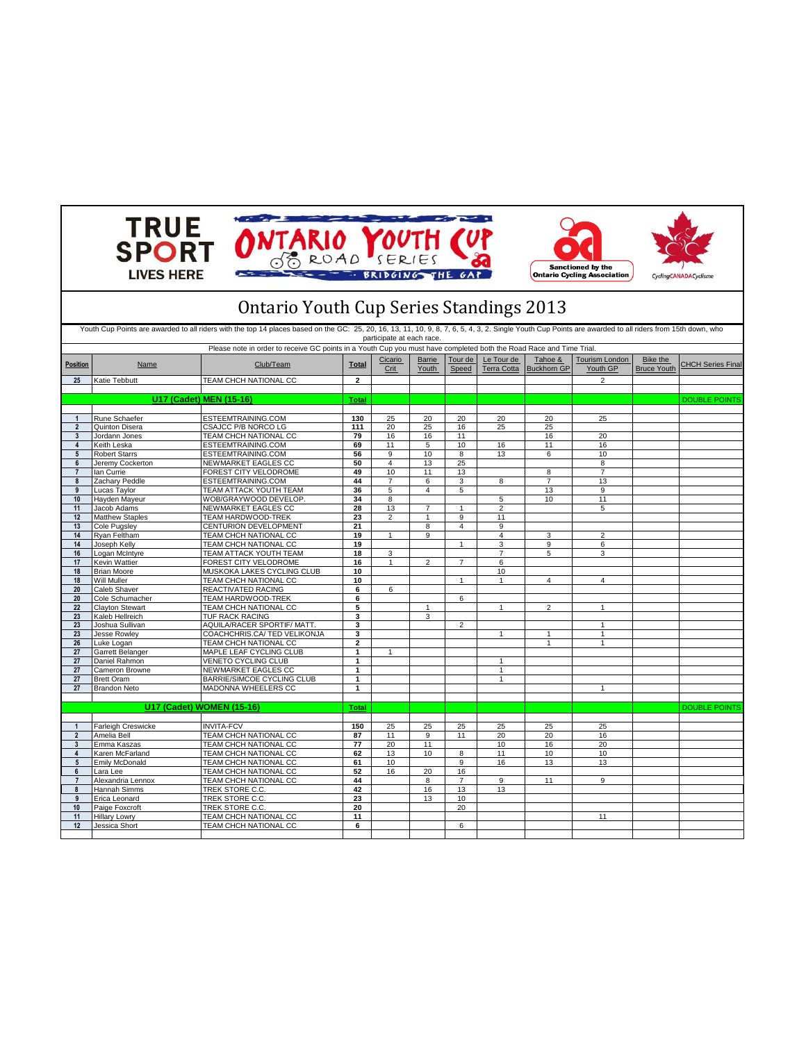TRUE SPORT LIVES HERE

ONTARIO YOUTH CUP ROAD SERIES · BRIDGING THE GAP

Sanctioned by the Ontario Cycling Association

CyclingCANADACyclisme

# Ontario Youth Cup Series Standings 2013

Youth Cup Points are awarded to all riders with the top 14 places based on the GC: 25, 20, 16, 13, 11, 10, 9, 8, 7, 6, 5, 4, 3, 2. Single Youth Cup Points are awarded to all riders from 15th down, who participate at each race.

Please note in order to receive GC points in a Youth Cup you must have completed both the Road Race and Time Trial.

| Position | Name | Club/Team | Total | Cicario Crit | Barrie Youth | Tour de Speed | Le Tour de Terra Cotta | Tahoe & Buckhorn GP | Tourism London Youth GP | Bike the Bruce Youth | CHCH Series Final |
|---|---|---|---|---|---|---|---|---|---|---|---|
| 25 | Katie Tebbutt | TEAM CHCH NATIONAL CC | 2 | | | | | | 2 | | |
| | **U17 (Cadet) MEN (15-16)** | | **Total** | | | | | | | | DOUBLE POINTS |
| 1 | Rune Schaefer | ESTEEMTRAINING.COM | 130 | 25 | 20 | 20 | 20 | 20 | 25 | | |
| 2 | Quinton Disera | CSAJCC P/B NORCO LG | 111 | 20 | 25 | 16 | 25 | 25 | | | |
| 3 | Jordann Jones | TEAM CHCH NATIONAL CC | 79 | 16 | 16 | 11 | | 16 | 20 | | |
| 4 | Keith Leska | ESTEEMTRAINING.COM | 69 | 11 | 5 | 10 | 16 | 11 | 16 | | |
| 5 | Robert Starrs | ESTEEMTRAINING.COM | 56 | 9 | 10 | 8 | 13 | 6 | 10 | | |
| 6 | Jeremy Cockerton | NEWMARKET EAGLES CC | 50 | 4 | 13 | 25 | | | 8 | | |
| 7 | Ian Currie | FOREST CITY VELODROME | 49 | 10 | 11 | 13 | | 8 | 7 | | |
| 8 | Zachary Peddle | ESTEEMTRAINING.COM | 44 | 7 | 6 | 3 | 8 | 7 | 13 | | |
| 9 | Lucas Taylor | TEAM ATTACK YOUTH TEAM | 36 | 5 | 4 | 5 | | 13 | 9 | | |
| 10 | Hayden Mayeur | WOB/GRAYWOOD DEVELOP. | 34 | 8 | | | 5 | 10 | 11 | | |
| 11 | Jacob Adams | NEWMARKET EAGLES CC | 28 | 13 | 7 | 1 | 2 | | 5 | | |
| 12 | Matthew Staples | TEAM HARDWOOD-TREK | 23 | 2 | 1 | 9 | 11 | | | | |
| 13 | Cole Pugsley | CENTURION DEVELOPMENT | 21 | | 8 | 4 | 9 | | | | |
| 14 | Ryan Feltham | TEAM CHCH NATIONAL CC | 19 | 1 | 9 | | 4 | 3 | 2 | | |
| 14 | Joseph Kelly | TEAM CHCH NATIONAL CC | 19 | | | 1 | 3 | 9 | 6 | | |
| 16 | Logan McIntyre | TEAM ATTACK YOUTH TEAM | 18 | 3 | | | 7 | 5 | 3 | | |
| 17 | Kevin Wattier | FOREST CITY VELODROME | 16 | 1 | 2 | 7 | 6 | | | | |
| 18 | Brian Moore | MUSKOKA LAKES CYCLING CLUB | 10 | | | | 10 | | | | |
| 18 | Will Muller | TEAM CHCH NATIONAL CC | 10 | | | 1 | 1 | 4 | 4 | | |
| 20 | Caleb Shaver | REACTIVATED RACING | 6 | 6 | | | | | | | |
| 20 | Cole Schumacher | TEAM HARDWOOD-TREK | 6 | | | 6 | | | | | |
| 22 | Clayton Stewart | TEAM CHCH NATIONAL CC | 5 | | 1 | | 1 | 2 | 1 | | |
| 23 | Kaleb Hellreich | TUF RACK RACING | 3 | | 3 | | | | | | |
| 23 | Joshua Sullivan | AQUILA/RACER SPORTIF/ MATT. | 3 | | | 2 | | | 1 | | |
| 23 | Jesse Rowley | COACHCHRIS.CA/ TED VELIKONJA | 3 | | | | 1 | 1 | 1 | | |
| 26 | Luke Logan | TEAM CHCH NATIONAL CC | 2 | | | | | 1 | 1 | | |
| 27 | Garrett Belanger | MAPLE LEAF CYCLING CLUB | 1 | 1 | | | | | | | |
| 27 | Daniel Rahmon | VENETO CYCLING CLUB | 1 | | | | 1 | | | | |
| 27 | Cameron Browne | NEWMARKET EAGLES CC | 1 | | | | 1 | | | | |
| 27 | Brett Oram | BARRIE/SIMCOE CYCLING CLUB | 1 | | | | 1 | | | | |
| 27 | Brandon Neto | MADONNA WHEELERS CC | 1 | | | | | | 1 | | |
| | **U17 (Cadet) WOMEN (15-16)** | | **Total** | | | | | | | | DOUBLE POINTS |
| 1 | Farleigh Creswicke | INVITA-FCV | 150 | 25 | 25 | 25 | 25 | 25 | 25 | | |
| 2 | Amelia Bell | TEAM CHCH NATIONAL CC | 87 | 11 | 9 | 11 | 20 | 20 | 16 | | |
| 3 | Emma Kaszas | TEAM CHCH NATIONAL CC | 77 | 20 | 11 | | 10 | 16 | 20 | | |
| 4 | Karen McFarland | TEAM CHCH NATIONAL CC | 62 | 13 | 10 | 8 | 11 | 10 | 10 | | |
| 5 | Emily McDonald | TEAM CHCH NATIONAL CC | 61 | 10 | | 9 | 16 | 13 | 13 | | |
| 6 | Lara Lee | TEAM CHCH NATIONAL CC | 52 | 16 | 20 | 16 | | | | | |
| 7 | Alexandria Lennox | TEAM CHCH NATIONAL CC | 44 | | 8 | 7 | 9 | 11 | 9 | | |
| 8 | Hannah Simms | TREK STORE C.C. | 42 | | 16 | 13 | 13 | | | | |
| 9 | Erica Leonard | TREK STORE C.C. | 23 | | 13 | 10 | | | | | |
| 10 | Paige Foxcroft | TREK STORE C.C. | 20 | | | 20 | | | | | |
| 11 | Hillary Lowry | TEAM CHCH NATIONAL CC | 11 | | | | | | 11 | | |
| 12 | Jessica Short | TEAM CHCH NATIONAL CC | 6 | | | 6 | | | | | |